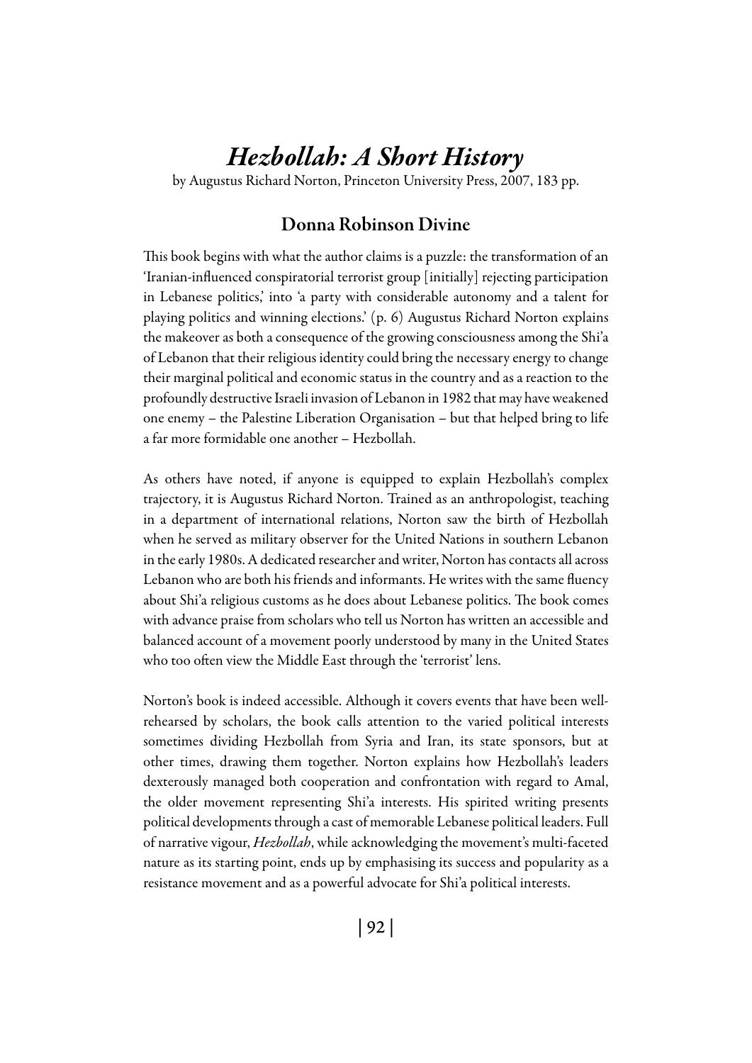# *Hezbollah: A Short History*

by Augustus Richard Norton, Princeton University Press, 2007, 183 pp.

## Donna Robinson Divine

This book begins with what the author claims is a puzzle: the transformation of an 'Iranian-influenced conspiratorial terrorist group [initially] rejecting participation in Lebanese politics,' into 'a party with considerable autonomy and a talent for playing politics and winning elections.' (p. 6) Augustus Richard Norton explains the makeover as both a consequence of the growing consciousness among the Shi'a of Lebanon that their religious identity could bring the necessary energy to change their marginal political and economic status in the country and as a reaction to the profoundly destructive Israeli invasion of Lebanon in 1982 that may have weakened one enemy – the Palestine Liberation Organisation – but that helped bring to life a far more formidable one another – Hezbollah.

As others have noted, if anyone is equipped to explain Hezbollah's complex trajectory, it is Augustus Richard Norton. Trained as an anthropologist, teaching in a department of international relations, Norton saw the birth of Hezbollah when he served as military observer for the United Nations in southern Lebanon in the early 1980s. A dedicated researcher and writer, Norton has contacts all across Lebanon who are both his friends and informants. He writes with the same fluency about Shi'a religious customs as he does about Lebanese politics. The book comes with advance praise from scholars who tell us Norton has written an accessible and balanced account of a movement poorly understood by many in the United States who too often view the Middle East through the 'terrorist' lens.

Norton's book is indeed accessible. Although it covers events that have been well-rehearsed by scholars, the book calls attention to the varied political interests sometimes dividing Hezbollah from Syria and Iran, its state sponsors, but at other times, drawing them together. Norton explains how Hezbollah's leaders dexterously managed both cooperation and confrontation with regard to Amal, the older movement representing Shi'a interests. His spirited writing presents political developments through a cast of memorable Lebanese political leaders. Full of narrative vigour, *Hezbollah*, while acknowledging the movement's multi-faceted nature as its starting point, ends up by emphasising its success and popularity as a resistance movement and as a powerful advocate for Shi'a political interests.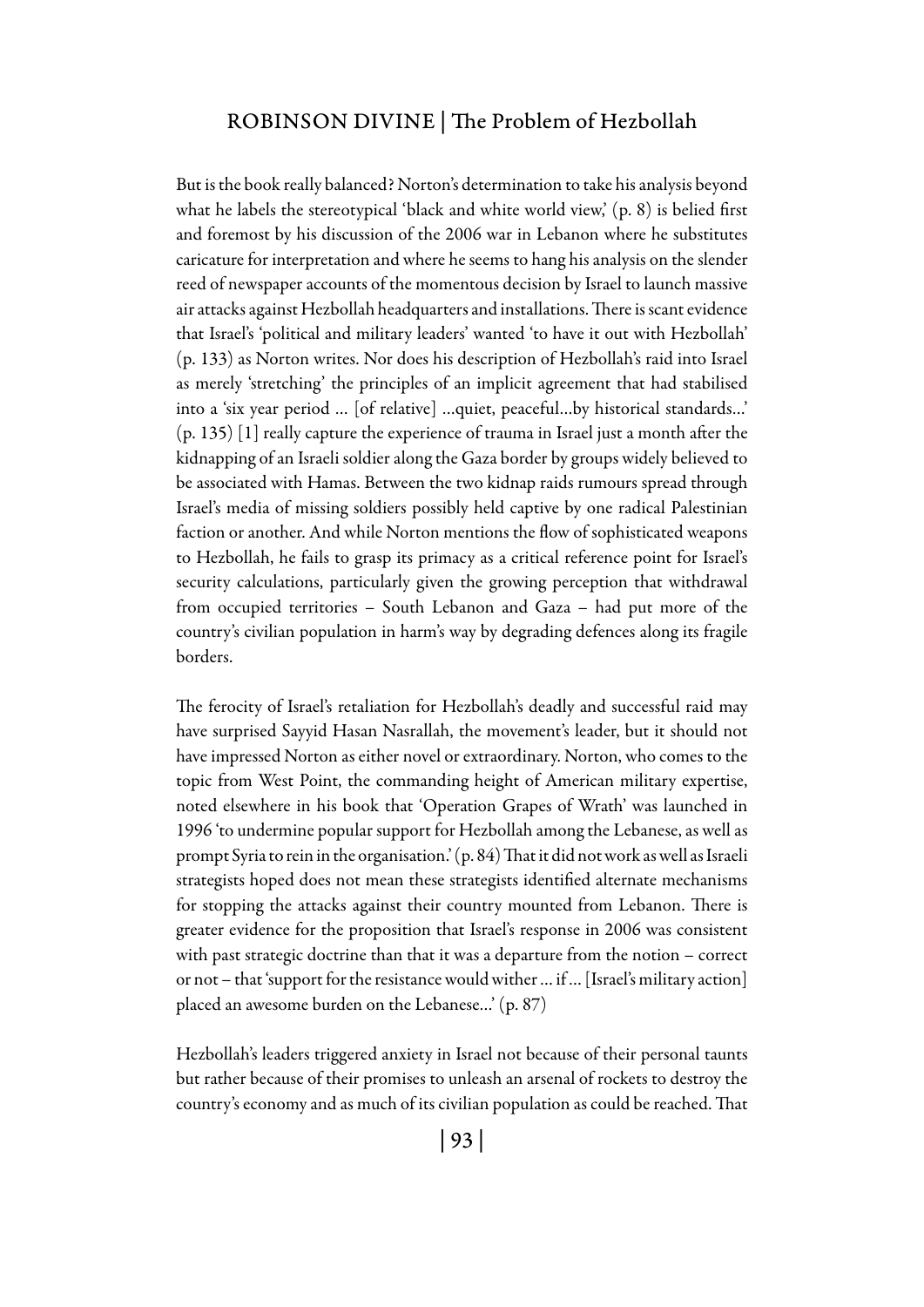But is the book really balanced? Norton's determination to take his analysis beyond what he labels the stereotypical 'black and white world view,' (p. 8) is belied first and foremost by his discussion of the 2006 war in Lebanon where he substitutes caricature for interpretation and where he seems to hang his analysis on the slender reed of newspaper accounts of the momentous decision by Israel to launch massive air attacks against Hezbollah headquarters and installations. There is scant evidence that Israel's 'political and military leaders' wanted 'to have it out with Hezbollah' (p. 133) as Norton writes. Nor does his description of Hezbollah's raid into Israel as merely 'stretching' the principles of an implicit agreement that had stabilised into a 'six year period … [of relative] …quiet, peaceful…by historical standards…' (p. 135) [1] really capture the experience of trauma in Israel just a month after the kidnapping of an Israeli soldier along the Gaza border by groups widely believed to be associated with Hamas. Between the two kidnap raids rumours spread through Israel's media of missing soldiers possibly held captive by one radical Palestinian faction or another. And while Norton mentions the flow of sophisticated weapons to Hezbollah, he fails to grasp its primacy as a critical reference point for Israel's security calculations, particularly given the growing perception that withdrawal from occupied territories – South Lebanon and Gaza – had put more of the country's civilian population in harm's way by degrading defences along its fragile borders.

The ferocity of Israel's retaliation for Hezbollah's deadly and successful raid may have surprised Sayyid Hasan Nasrallah, the movement's leader, but it should not have impressed Norton as either novel or extraordinary. Norton, who comes to the topic from West Point, the commanding height of American military expertise, noted elsewhere in his book that 'Operation Grapes of Wrath' was launched in 1996 'to undermine popular support for Hezbollah among the Lebanese, as well as prompt Syria to rein in the organisation.' (p. 84) That it did not work as well as Israeli strategists hoped does not mean these strategists identified alternate mechanisms for stopping the attacks against their country mounted from Lebanon. There is greater evidence for the proposition that Israel's response in 2006 was consistent with past strategic doctrine than that it was a departure from the notion – correct or not – that 'support for the resistance would wither … if … [Israel's military action] placed an awesome burden on the Lebanese…' (p. 87)

Hezbollah's leaders triggered anxiety in Israel not because of their personal taunts but rather because of their promises to unleash an arsenal of rockets to destroy the country's economy and as much of its civilian population as could be reached. That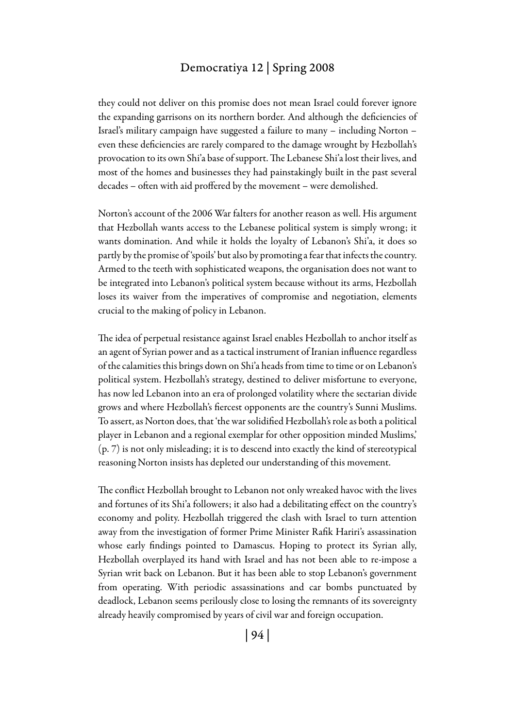they could not deliver on this promise does not mean Israel could forever ignore the expanding garrisons on its northern border. And although the deficiencies of Israel's military campaign have suggested a failure to many – including Norton – even these deficiencies are rarely compared to the damage wrought by Hezbollah's provocation to its own Shi'a base of support. The Lebanese Shi'a lost their lives, and most of the homes and businesses they had painstakingly built in the past several decades – often with aid proffered by the movement – were demolished.

Norton's account of the 2006 War falters for another reason as well. His argument that Hezbollah wants access to the Lebanese political system is simply wrong; it wants domination. And while it holds the loyalty of Lebanon's Shi'a, it does so partly by the promise of 'spoils' but also by promoting a fear that infects the country. Armed to the teeth with sophisticated weapons, the organisation does not want to be integrated into Lebanon's political system because without its arms, Hezbollah loses its waiver from the imperatives of compromise and negotiation, elements crucial to the making of policy in Lebanon.

The idea of perpetual resistance against Israel enables Hezbollah to anchor itself as an agent of Syrian power and as a tactical instrument of Iranian influence regardless of the calamities this brings down on Shi'a heads from time to time or on Lebanon's political system. Hezbollah's strategy, destined to deliver misfortune to everyone, has now led Lebanon into an era of prolonged volatility where the sectarian divide grows and where Hezbollah's fiercest opponents are the country's Sunni Muslims. To assert, as Norton does, that 'the war solidified Hezbollah's role as both a political player in Lebanon and a regional exemplar for other opposition minded Muslims,' (p. 7) is not only misleading; it is to descend into exactly the kind of stereotypical reasoning Norton insists has depleted our understanding of this movement.

The conflict Hezbollah brought to Lebanon not only wreaked havoc with the lives and fortunes of its Shi'a followers; it also had a debilitating effect on the country's economy and polity. Hezbollah triggered the clash with Israel to turn attention away from the investigation of former Prime Minister Rafik Hariri's assassination whose early findings pointed to Damascus. Hoping to protect its Syrian ally, Hezbollah overplayed its hand with Israel and has not been able to re-impose a Syrian writ back on Lebanon. But it has been able to stop Lebanon's government from operating. With periodic assassinations and car bombs punctuated by deadlock, Lebanon seems perilously close to losing the remnants of its sovereignty already heavily compromised by years of civil war and foreign occupation.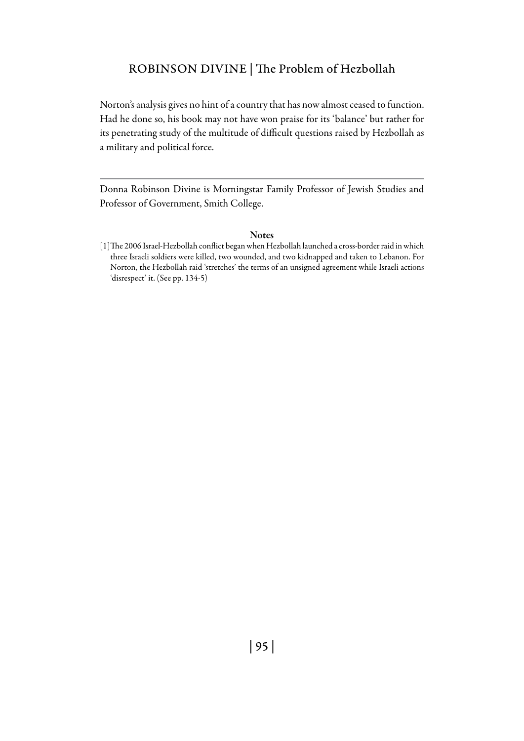Norton's analysis gives no hint of a country that has now almost ceased to function. Had he done so, his book may not have won praise for its 'balance' but rather for its penetrating study of the multitude of difficult questions raised by Hezbollah as a military and political force.

---

Donna Robinson Divine is Morningstar Family Professor of Jewish Studies and Professor of Government, Smith College.

### Notes

[1] The 2006 Israel-Hezbollah conflict began when Hezbollah launched a cross-border raid in which three Israeli soldiers were killed, two wounded, and two kidnapped and taken to Lebanon. For Norton, the Hezbollah raid 'stretches' the terms of an unsigned agreement while Israeli actions 'disrespect' it. (See pp. 134-5)